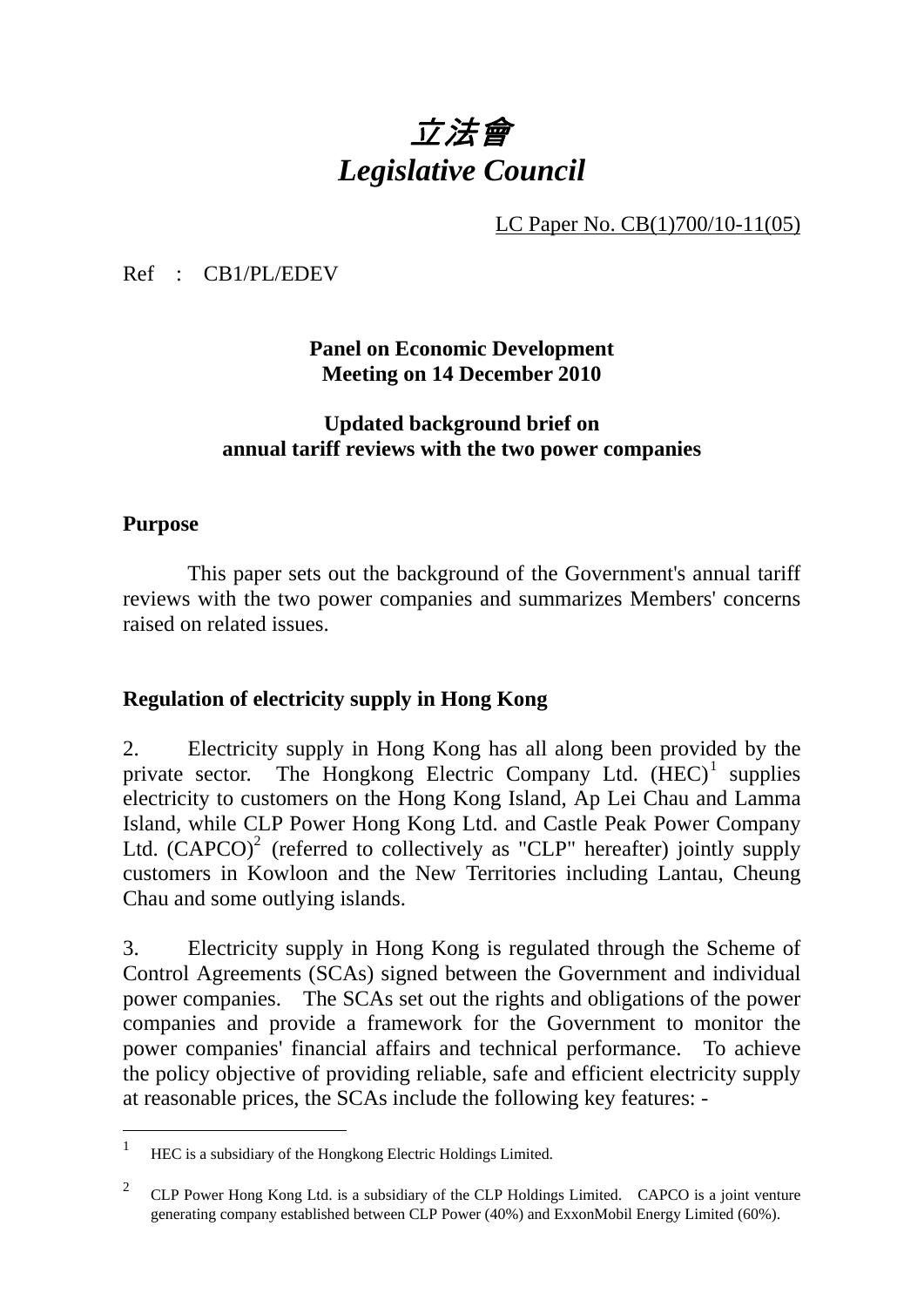# *立法會*
# *Legislative Council*

LC Paper No. CB(1)700/10-11(05)

Ref : CB1/PL/EDEV

**Panel on Economic Development**
**Meeting on 14 December 2010**

**Updated background brief on**
**annual tariff reviews with the two power companies**

## Purpose

This paper sets out the background of the Government's annual tariff reviews with the two power companies and summarizes Members' concerns raised on related issues.

## Regulation of electricity supply in Hong Kong

2. Electricity supply in Hong Kong has all along been provided by the private sector. The Hongkong Electric Company Ltd. (HEC)[1] supplies electricity to customers on the Hong Kong Island, Ap Lei Chau and Lamma Island, while CLP Power Hong Kong Ltd. and Castle Peak Power Company Ltd. (CAPCO)[2] (referred to collectively as "CLP" hereafter) jointly supply customers in Kowloon and the New Territories including Lantau, Cheung Chau and some outlying islands.

3. Electricity supply in Hong Kong is regulated through the Scheme of Control Agreements (SCAs) signed between the Government and individual power companies. The SCAs set out the rights and obligations of the power companies and provide a framework for the Government to monitor the power companies' financial affairs and technical performance. To achieve the policy objective of providing reliable, safe and efficient electricity supply at reasonable prices, the SCAs include the following key features: -

---

[1] HEC is a subsidiary of the Hongkong Electric Holdings Limited.

[2] CLP Power Hong Kong Ltd. is a subsidiary of the CLP Holdings Limited. CAPCO is a joint venture generating company established between CLP Power (40%) and ExxonMobil Energy Limited (60%).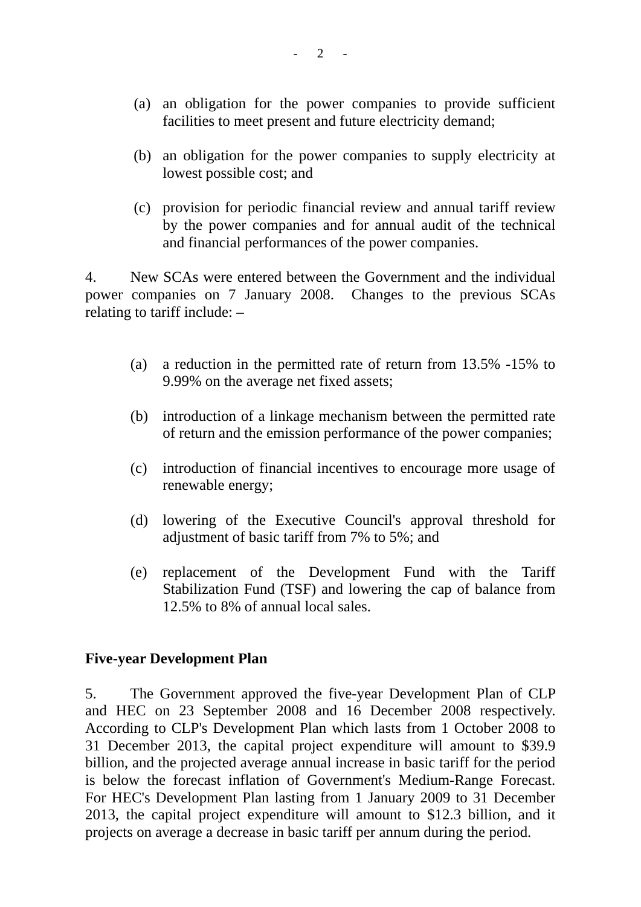(a) an obligation for the power companies to provide sufficient facilities to meet present and future electricity demand;

(b) an obligation for the power companies to supply electricity at lowest possible cost; and

(c) provision for periodic financial review and annual tariff review by the power companies and for annual audit of the technical and financial performances of the power companies.

4. New SCAs were entered between the Government and the individual power companies on 7 January 2008. Changes to the previous SCAs relating to tariff include: –

(a) a reduction in the permitted rate of return from 13.5% -15% to 9.99% on the average net fixed assets;

(b) introduction of a linkage mechanism between the permitted rate of return and the emission performance of the power companies;

(c) introduction of financial incentives to encourage more usage of renewable energy;

(d) lowering of the Executive Council's approval threshold for adjustment of basic tariff from 7% to 5%; and

(e) replacement of the Development Fund with the Tariff Stabilization Fund (TSF) and lowering the cap of balance from 12.5% to 8% of annual local sales.

**Five-year Development Plan**

5. The Government approved the five-year Development Plan of CLP and HEC on 23 September 2008 and 16 December 2008 respectively. According to CLP's Development Plan which lasts from 1 October 2008 to 31 December 2013, the capital project expenditure will amount to $39.9 billion, and the projected average annual increase in basic tariff for the period is below the forecast inflation of Government's Medium-Range Forecast. For HEC's Development Plan lasting from 1 January 2009 to 31 December 2013, the capital project expenditure will amount to $12.3 billion, and it projects on average a decrease in basic tariff per annum during the period.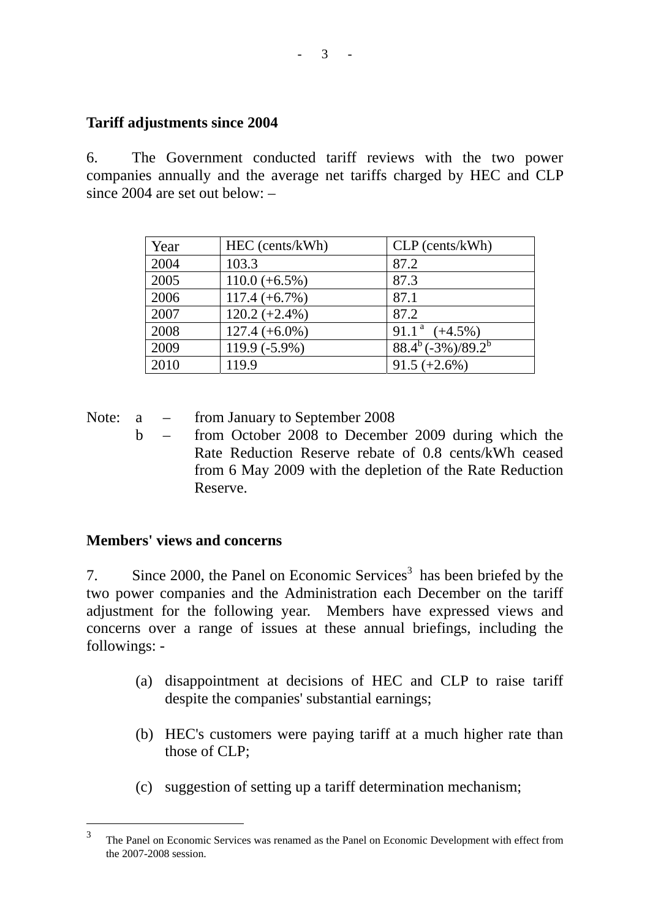## Tariff adjustments since 2004

6. The Government conducted tariff reviews with the two power companies annually and the average net tariffs charged by HEC and CLP since 2004 are set out below: –

| Year | HEC (cents/kWh) | CLP (cents/kWh) |
|---|---|---|
| 2004 | 103.3 | 87.2 |
| 2005 | 110.0 (+6.5%) | 87.3 |
| 2006 | 117.4 (+6.7%) | 87.1 |
| 2007 | 120.2 (+2.4%) | 87.2 |
| 2008 | 127.4 (+6.0%) | 91.1 [a] (+4.5%) |
| 2009 | 119.9 (-5.9%) | 88.4[b] (-3%)/89.2[b] |
| 2010 | 119.9 | 91.5 (+2.6%) |

Note: a – from January to September 2008

b – from October 2008 to December 2009 during which the Rate Reduction Reserve rebate of 0.8 cents/kWh ceased from 6 May 2009 with the depletion of the Rate Reduction Reserve.

## Members' views and concerns

7. Since 2000, the Panel on Economic Services[3] has been briefed by the two power companies and the Administration each December on the tariff adjustment for the following year. Members have expressed views and concerns over a range of issues at these annual briefings, including the followings: -

(a) disappointment at decisions of HEC and CLP to raise tariff despite the companies' substantial earnings;

(b) HEC's customers were paying tariff at a much higher rate than those of CLP;

(c) suggestion of setting up a tariff determination mechanism;

---

[3] The Panel on Economic Services was renamed as the Panel on Economic Development with effect from the 2007-2008 session.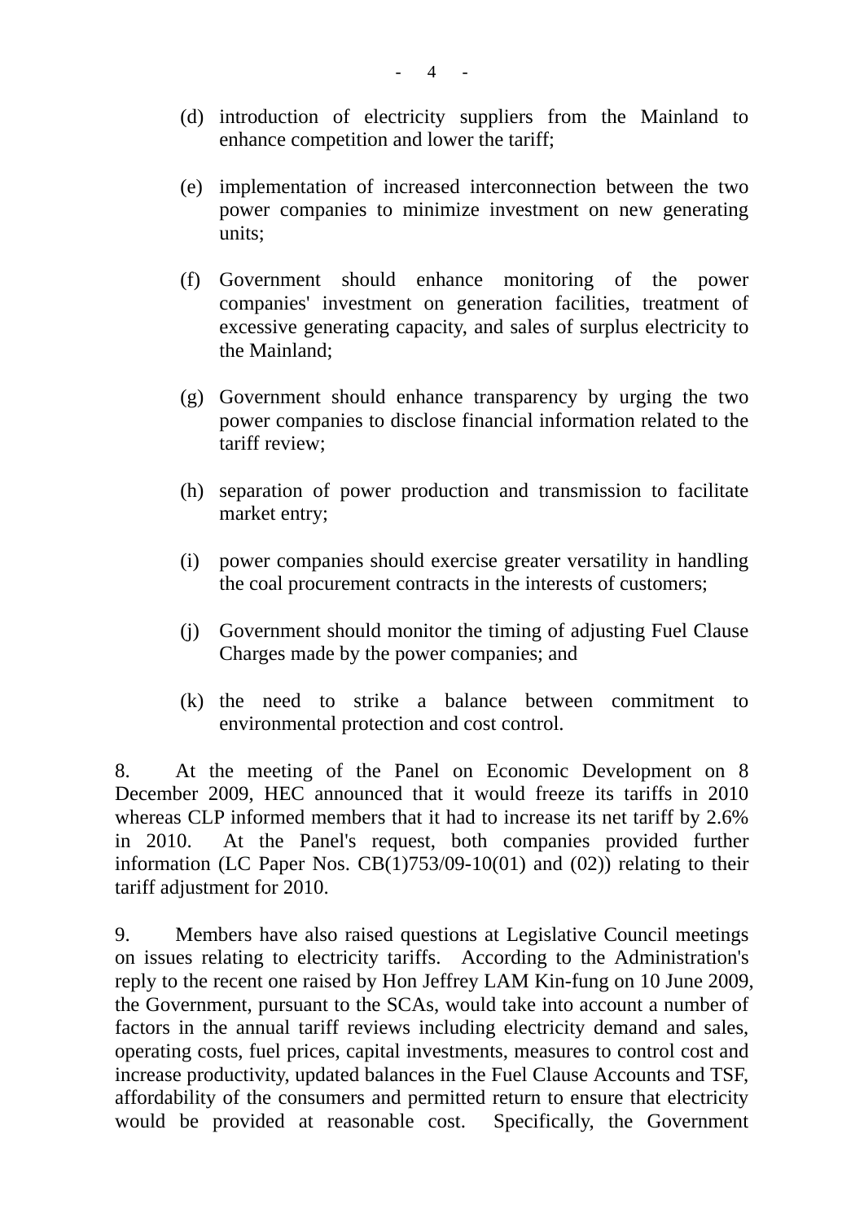(d) introduction of electricity suppliers from the Mainland to enhance competition and lower the tariff;

(e) implementation of increased interconnection between the two power companies to minimize investment on new generating units;

(f) Government should enhance monitoring of the power companies' investment on generation facilities, treatment of excessive generating capacity, and sales of surplus electricity to the Mainland;

(g) Government should enhance transparency by urging the two power companies to disclose financial information related to the tariff review;

(h) separation of power production and transmission to facilitate market entry;

(i) power companies should exercise greater versatility in handling the coal procurement contracts in the interests of customers;

(j) Government should monitor the timing of adjusting Fuel Clause Charges made by the power companies; and

(k) the need to strike a balance between commitment to environmental protection and cost control.

8. At the meeting of the Panel on Economic Development on 8 December 2009, HEC announced that it would freeze its tariffs in 2010 whereas CLP informed members that it had to increase its net tariff by 2.6% in 2010. At the Panel's request, both companies provided further information (LC Paper Nos. CB(1)753/09-10(01) and (02)) relating to their tariff adjustment for 2010.

9. Members have also raised questions at Legislative Council meetings on issues relating to electricity tariffs. According to the Administration's reply to the recent one raised by Hon Jeffrey LAM Kin-fung on 10 June 2009, the Government, pursuant to the SCAs, would take into account a number of factors in the annual tariff reviews including electricity demand and sales, operating costs, fuel prices, capital investments, measures to control cost and increase productivity, updated balances in the Fuel Clause Accounts and TSF, affordability of the consumers and permitted return to ensure that electricity would be provided at reasonable cost. Specifically, the Government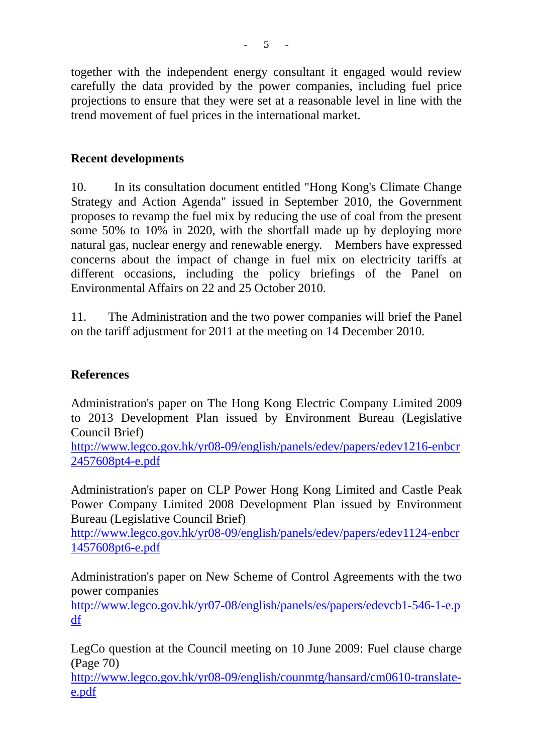together with the independent energy consultant it engaged would review carefully the data provided by the power companies, including fuel price projections to ensure that they were set at a reasonable level in line with the trend movement of fuel prices in the international market.

**Recent developments**

10. In its consultation document entitled "Hong Kong's Climate Change Strategy and Action Agenda" issued in September 2010, the Government proposes to revamp the fuel mix by reducing the use of coal from the present some 50% to 10% in 2020, with the shortfall made up by deploying more natural gas, nuclear energy and renewable energy. Members have expressed concerns about the impact of change in fuel mix on electricity tariffs at different occasions, including the policy briefings of the Panel on Environmental Affairs on 22 and 25 October 2010.

11. The Administration and the two power companies will brief the Panel on the tariff adjustment for 2011 at the meeting on 14 December 2010.

**References**

Administration's paper on The Hong Kong Electric Company Limited 2009 to 2013 Development Plan issued by Environment Bureau (Legislative Council Brief)
http://www.legco.gov.hk/yr08-09/english/panels/edev/papers/edev1216-enbcr2457608pt4-e.pdf

Administration's paper on CLP Power Hong Kong Limited and Castle Peak Power Company Limited 2008 Development Plan issued by Environment Bureau (Legislative Council Brief)
http://www.legco.gov.hk/yr08-09/english/panels/edev/papers/edev1124-enbcr1457608pt6-e.pdf

Administration's paper on New Scheme of Control Agreements with the two power companies
http://www.legco.gov.hk/yr07-08/english/panels/es/papers/edevcb1-546-1-e.pdf

LegCo question at the Council meeting on 10 June 2009: Fuel clause charge (Page 70)
http://www.legco.gov.hk/yr08-09/english/counmtg/hansard/cm0610-translate-e.pdf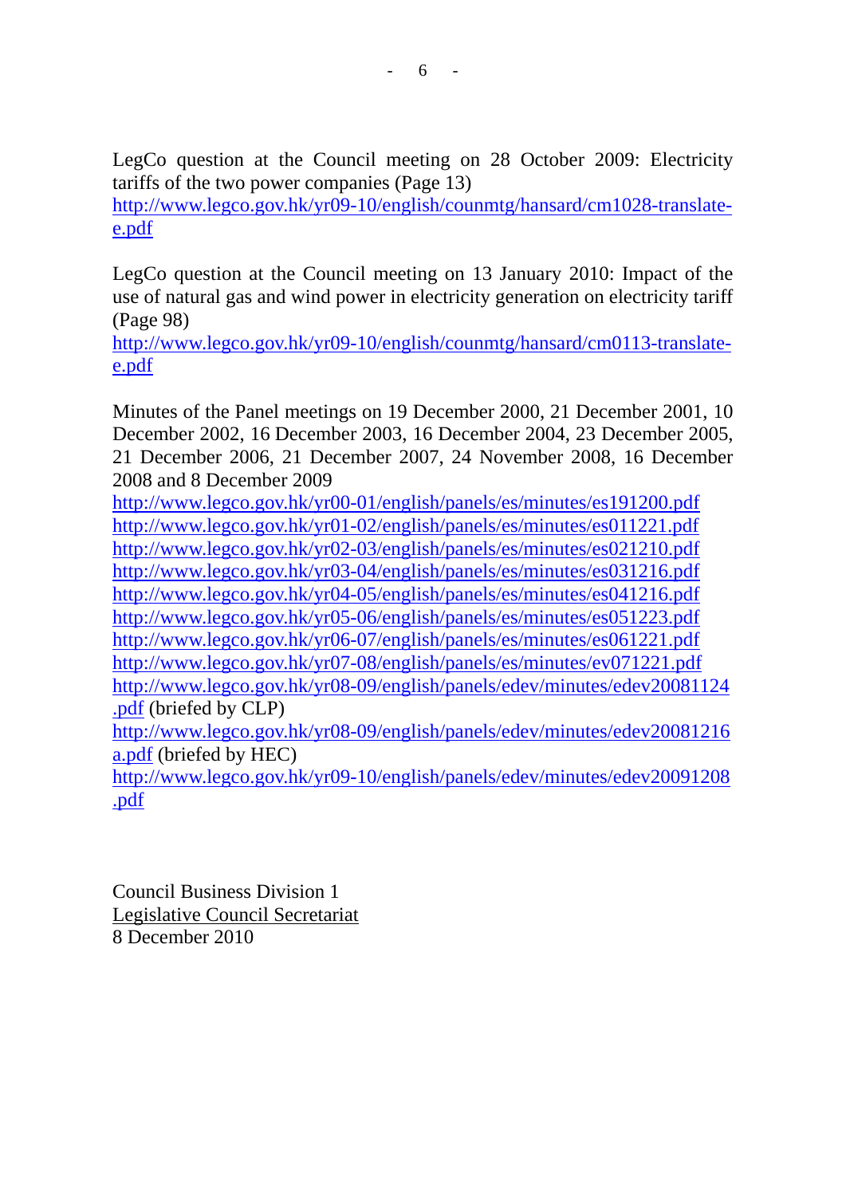LegCo question at the Council meeting on 28 October 2009: Electricity tariffs of the two power companies (Page 13)
http://www.legco.gov.hk/yr09-10/english/counmtg/hansard/cm1028-translate-e.pdf

LegCo question at the Council meeting on 13 January 2010: Impact of the use of natural gas and wind power in electricity generation on electricity tariff (Page 98)
http://www.legco.gov.hk/yr09-10/english/counmtg/hansard/cm0113-translate-e.pdf

Minutes of the Panel meetings on 19 December 2000, 21 December 2001, 10 December 2002, 16 December 2003, 16 December 2004, 23 December 2005, 21 December 2006, 21 December 2007, 24 November 2008, 16 December 2008 and 8 December 2009
http://www.legco.gov.hk/yr00-01/english/panels/es/minutes/es191200.pdf
http://www.legco.gov.hk/yr01-02/english/panels/es/minutes/es011221.pdf
http://www.legco.gov.hk/yr02-03/english/panels/es/minutes/es021210.pdf
http://www.legco.gov.hk/yr03-04/english/panels/es/minutes/es031216.pdf
http://www.legco.gov.hk/yr04-05/english/panels/es/minutes/es041216.pdf
http://www.legco.gov.hk/yr05-06/english/panels/es/minutes/es051223.pdf
http://www.legco.gov.hk/yr06-07/english/panels/es/minutes/es061221.pdf
http://www.legco.gov.hk/yr07-08/english/panels/es/minutes/ev071221.pdf
http://www.legco.gov.hk/yr08-09/english/panels/edev/minutes/edev20081124.pdf (briefed by CLP)
http://www.legco.gov.hk/yr08-09/english/panels/edev/minutes/edev20081216a.pdf (briefed by HEC)
http://www.legco.gov.hk/yr09-10/english/panels/edev/minutes/edev20091208.pdf

Council Business Division 1
Legislative Council Secretariat
8 December 2010